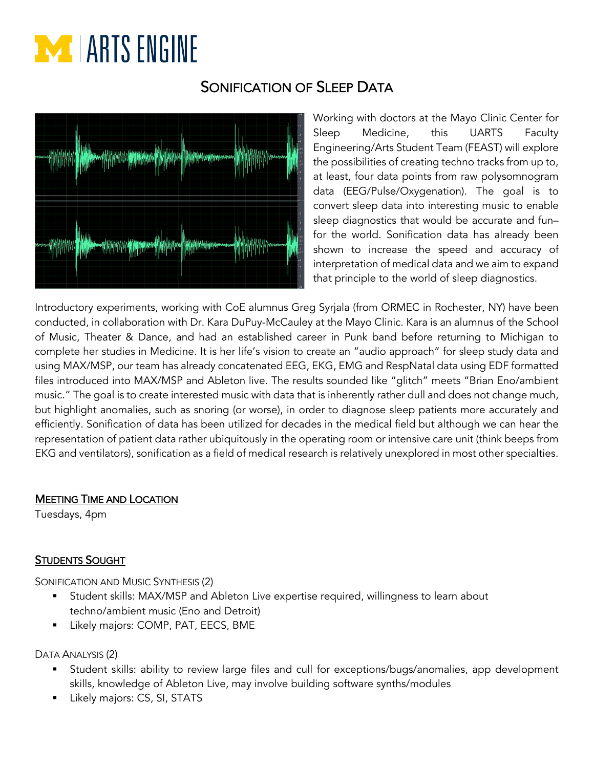M | ARTS ENGINE

# Sonification of Sleep Data

Working with doctors at the Mayo Clinic Center for Sleep Medicine, this UARTS Faculty Engineering/Arts Student Team (FEAST) will explore the possibilities of creating techno tracks from up to, at least, four data points from raw polysomnogram data (EEG/Pulse/Oxygenation). The goal is to convert sleep data into interesting music to enable sleep diagnostics that would be accurate and fun– for the world. Sonification data has already been shown to increase the speed and accuracy of interpretation of medical data and we aim to expand that principle to the world of sleep diagnostics.

Introductory experiments, working with CoE alumnus Greg Syrjala (from ORMEC in Rochester, NY) have been conducted, in collaboration with Dr. Kara DuPuy-McCauley at the Mayo Clinic. Kara is an alumnus of the School of Music, Theater & Dance, and had an established career in Punk band before returning to Michigan to complete her studies in Medicine. It is her life's vision to create an "audio approach" for sleep study data and using MAX/MSP, our team has already concatenated EEG, EKG, EMG and RespNatal data using EDF formatted files introduced into MAX/MSP and Ableton live. The results sounded like "glitch" meets "Brian Eno/ambient music." The goal is to create interested music with data that is inherently rather dull and does not change much, but highlight anomalies, such as snoring (or worse), in order to diagnose sleep patients more accurately and efficiently. Sonification of data has been utilized for decades in the medical field but although we can hear the representation of patient data rather ubiquitously in the operating room or intensive care unit (think beeps from EKG and ventilators), sonification as a field of medical research is relatively unexplored in most other specialties.

## Meeting Time and Location

Tuesdays, 4pm

## Students Sought

Sonification and Music Synthesis (2)

- Student skills: MAX/MSP and Ableton Live expertise required, willingness to learn about techno/ambient music (Eno and Detroit)
- Likely majors: COMP, PAT, EECS, BME

Data Analysis (2)

- Student skills: ability to review large files and cull for exceptions/bugs/anomalies, app development skills, knowledge of Ableton Live, may involve building software synths/modules
- Likely majors: CS, SI, STATS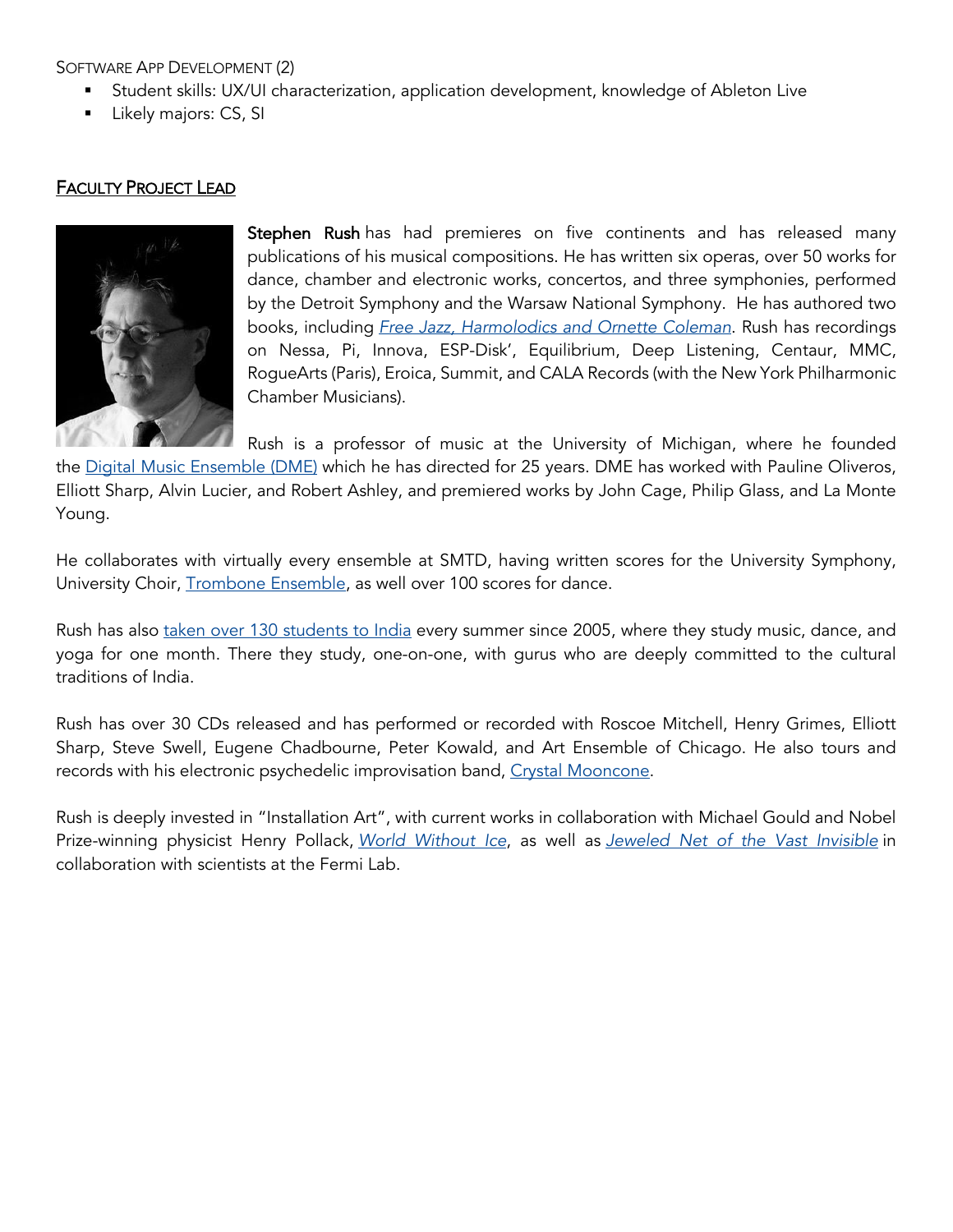SOFTWARE APP DEVELOPMENT (2)

- Student skills: UX/UI characterization, application development, knowledge of Ableton Live
- Likely majors: CS, SI

## FACULTY PROJECT LEAD

**Stephen Rush** has had premieres on five continents and has released many publications of his musical compositions. He has written six operas, over 50 works for dance, chamber and electronic works, concertos, and three symphonies, performed by the Detroit Symphony and the Warsaw National Symphony. He has authored two books, including *Free Jazz, Harmolodics and Ornette Coleman*. Rush has recordings on Nessa, Pi, Innova, ESP-Disk', Equilibrium, Deep Listening, Centaur, MMC, RogueArts (Paris), Eroica, Summit, and CALA Records (with the New York Philharmonic Chamber Musicians).

Rush is a professor of music at the University of Michigan, where he founded the Digital Music Ensemble (DME) which he has directed for 25 years. DME has worked with Pauline Oliveros, Elliott Sharp, Alvin Lucier, and Robert Ashley, and premiered works by John Cage, Philip Glass, and La Monte Young.

He collaborates with virtually every ensemble at SMTD, having written scores for the University Symphony, University Choir, Trombone Ensemble, as well over 100 scores for dance.

Rush has also taken over 130 students to India every summer since 2005, where they study music, dance, and yoga for one month. There they study, one-on-one, with gurus who are deeply committed to the cultural traditions of India.

Rush has over 30 CDs released and has performed or recorded with Roscoe Mitchell, Henry Grimes, Elliott Sharp, Steve Swell, Eugene Chadbourne, Peter Kowald, and Art Ensemble of Chicago. He also tours and records with his electronic psychedelic improvisation band, Crystal Mooncone.

Rush is deeply invested in "Installation Art", with current works in collaboration with Michael Gould and Nobel Prize-winning physicist Henry Pollack, *World Without Ice*, as well as *Jeweled Net of the Vast Invisible* in collaboration with scientists at the Fermi Lab.